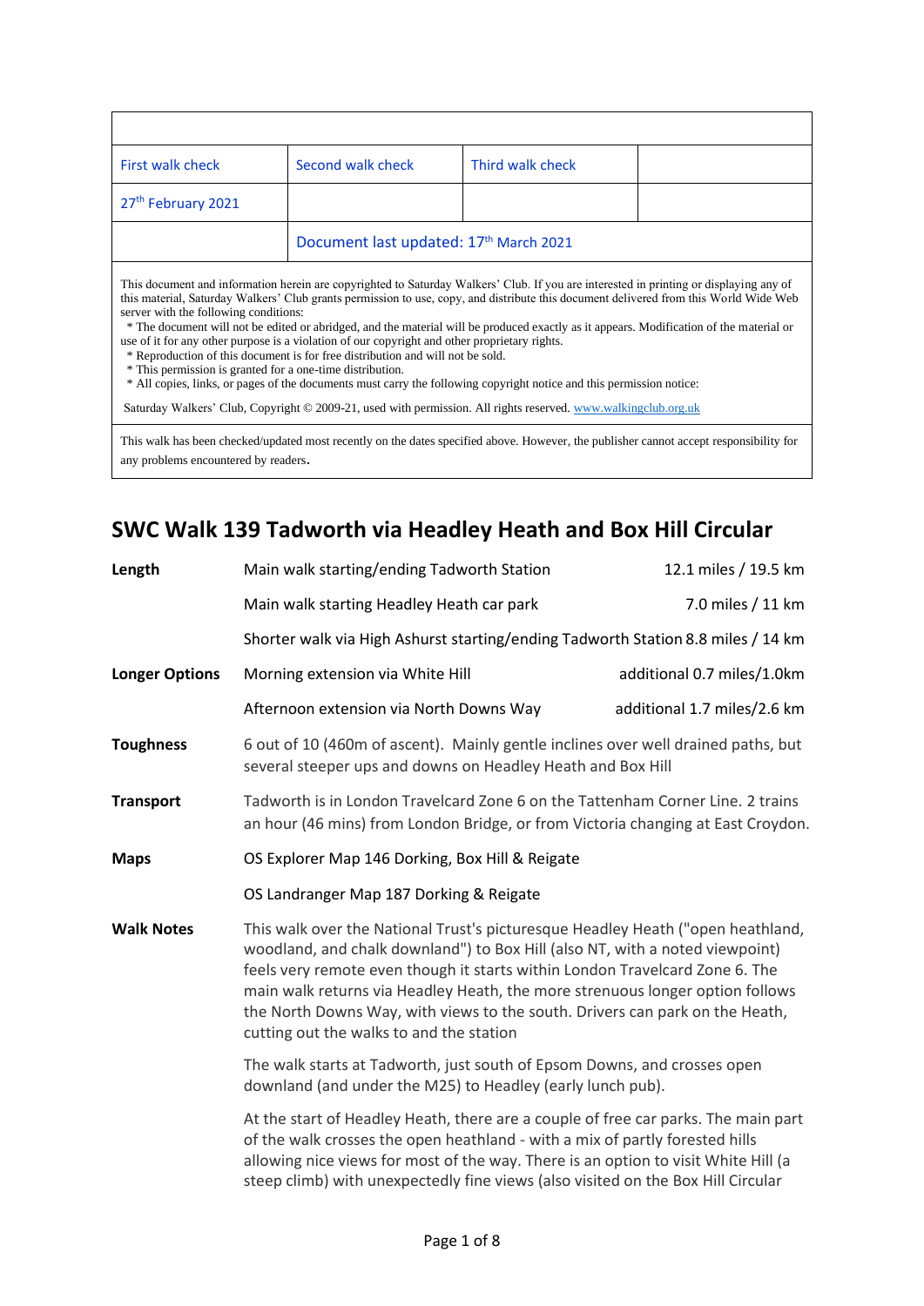| | | | |
|---|---|---|---|
| First walk check | Second walk check | Third walk check | |
| 27th February 2021 | | | |
| | Document last updated: 17th March 2021 | | |

This document and information herein are copyrighted to Saturday Walkers' Club. If you are interested in printing or displaying any of this material, Saturday Walkers' Club grants permission to use, copy, and distribute this document delivered from this World Wide Web server with the following conditions:

* The document will not be edited or abridged, and the material will be produced exactly as it appears. Modification of the material or use of it for any other purpose is a violation of our copyright and other proprietary rights.
* Reproduction of this document is for free distribution and will not be sold.
* This permission is granted for a one-time distribution.
* All copies, links, or pages of the documents must carry the following copyright notice and this permission notice:

Saturday Walkers' Club, Copyright © 2009-21, used with permission. All rights reserved. www.walkingclub.org.uk

This walk has been checked/updated most recently on the dates specified above. However, the publisher cannot accept responsibility for any problems encountered by readers.

# SWC Walk 139 Tadworth via Headley Heath and Box Hill Circular

| | | |
|---|---|---|
| **Length** | Main walk starting/ending Tadworth Station | 12.1 miles / 19.5 km |
| | Main walk starting Headley Heath car park | 7.0 miles / 11 km |
| | Shorter walk via High Ashurst starting/ending Tadworth Station | 8.8 miles / 14 km |
| **Longer Options** | Morning extension via White Hill | additional 0.7 miles/1.0km |
| | Afternoon extension via North Downs Way | additional 1.7 miles/2.6 km |
| **Toughness** | 6 out of 10 (460m of ascent). Mainly gentle inclines over well drained paths, but several steeper ups and downs on Headley Heath and Box Hill | |
| **Transport** | Tadworth is in London Travelcard Zone 6 on the Tattenham Corner Line. 2 trains an hour (46 mins) from London Bridge, or from Victoria changing at East Croydon. | |
| **Maps** | OS Explorer Map 146 Dorking, Box Hill & Reigate | |
| | OS Landranger Map 187 Dorking & Reigate | |

**Walk Notes**

This walk over the National Trust's picturesque Headley Heath ("open heathland, woodland, and chalk downland") to Box Hill (also NT, with a noted viewpoint) feels very remote even though it starts within London Travelcard Zone 6. The main walk returns via Headley Heath, the more strenuous longer option follows the North Downs Way, with views to the south. Drivers can park on the Heath, cutting out the walks to and the station

The walk starts at Tadworth, just south of Epsom Downs, and crosses open downland (and under the M25) to Headley (early lunch pub).

At the start of Headley Heath, there are a couple of free car parks. The main part of the walk crosses the open heathland - with a mix of partly forested hills allowing nice views for most of the way. There is an option to visit White Hill (a steep climb) with unexpectedly fine views (also visited on the Box Hill Circular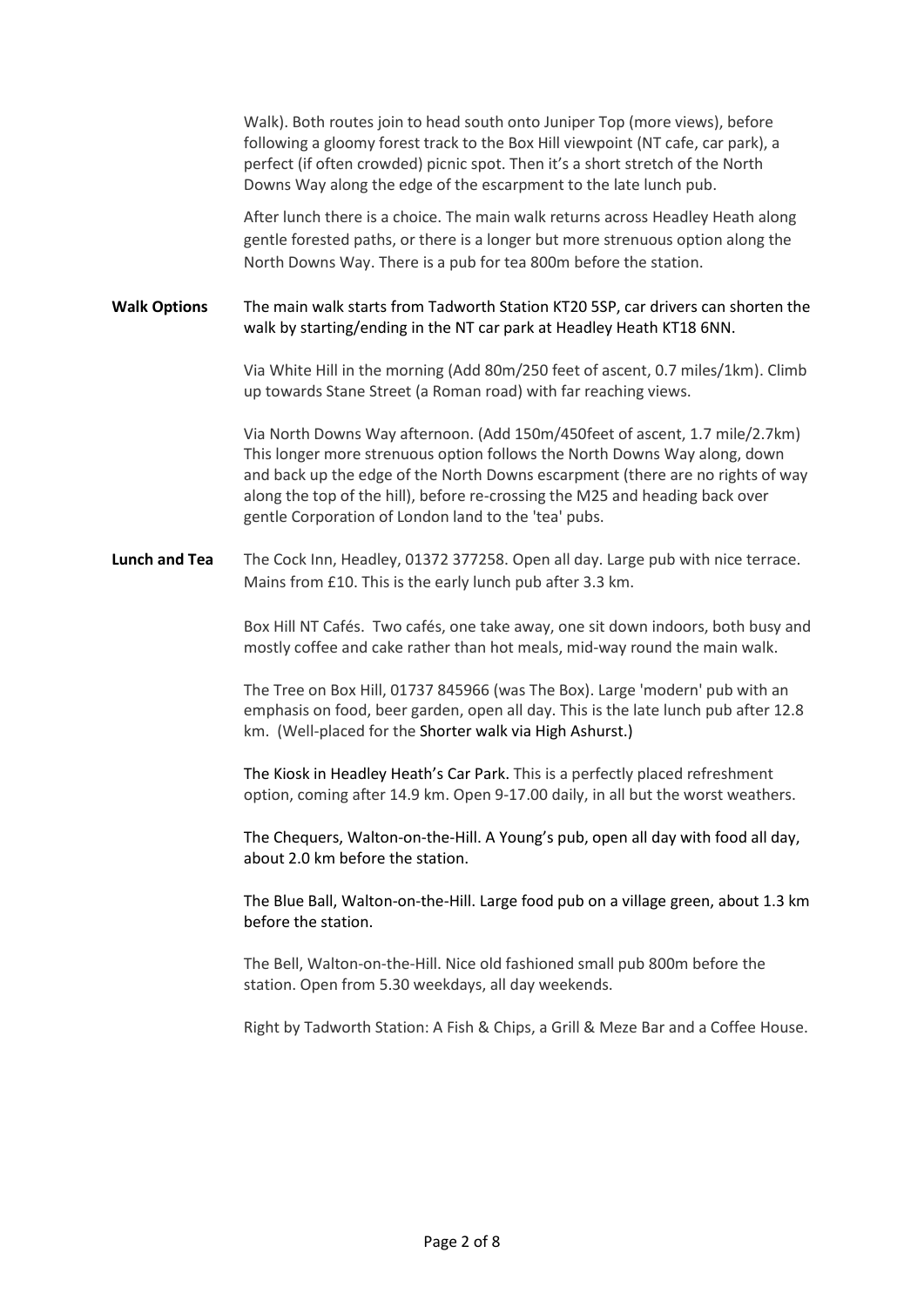Walk). Both routes join to head south onto Juniper Top (more views), before following a gloomy forest track to the Box Hill viewpoint (NT cafe, car park), a perfect (if often crowded) picnic spot. Then it's a short stretch of the North Downs Way along the edge of the escarpment to the late lunch pub.

After lunch there is a choice. The main walk returns across Headley Heath along gentle forested paths, or there is a longer but more strenuous option along the North Downs Way. There is a pub for tea 800m before the station.

**Walk Options**

The main walk starts from Tadworth Station KT20 5SP, car drivers can shorten the walk by starting/ending in the NT car park at Headley Heath KT18 6NN.

Via White Hill in the morning (Add 80m/250 feet of ascent, 0.7 miles/1km). Climb up towards Stane Street (a Roman road) with far reaching views.

Via North Downs Way afternoon. (Add 150m/450feet of ascent, 1.7 mile/2.7km) This longer more strenuous option follows the North Downs Way along, down and back up the edge of the North Downs escarpment (there are no rights of way along the top of the hill), before re-crossing the M25 and heading back over gentle Corporation of London land to the 'tea' pubs.

**Lunch and Tea**

The Cock Inn, Headley, 01372 377258. Open all day. Large pub with nice terrace. Mains from £10. This is the early lunch pub after 3.3 km.

Box Hill NT Cafés. Two cafés, one take away, one sit down indoors, both busy and mostly coffee and cake rather than hot meals, mid-way round the main walk.

The Tree on Box Hill, 01737 845966 (was The Box). Large 'modern' pub with an emphasis on food, beer garden, open all day. This is the late lunch pub after 12.8 km. (Well-placed for the Shorter walk via High Ashurst.)

The Kiosk in Headley Heath's Car Park. This is a perfectly placed refreshment option, coming after 14.9 km. Open 9-17.00 daily, in all but the worst weathers.

The Chequers, Walton-on-the-Hill. A Young's pub, open all day with food all day, about 2.0 km before the station.

The Blue Ball, Walton-on-the-Hill. Large food pub on a village green, about 1.3 km before the station.

The Bell, Walton-on-the-Hill. Nice old fashioned small pub 800m before the station. Open from 5.30 weekdays, all day weekends.

Right by Tadworth Station: A Fish & Chips, a Grill & Meze Bar and a Coffee House.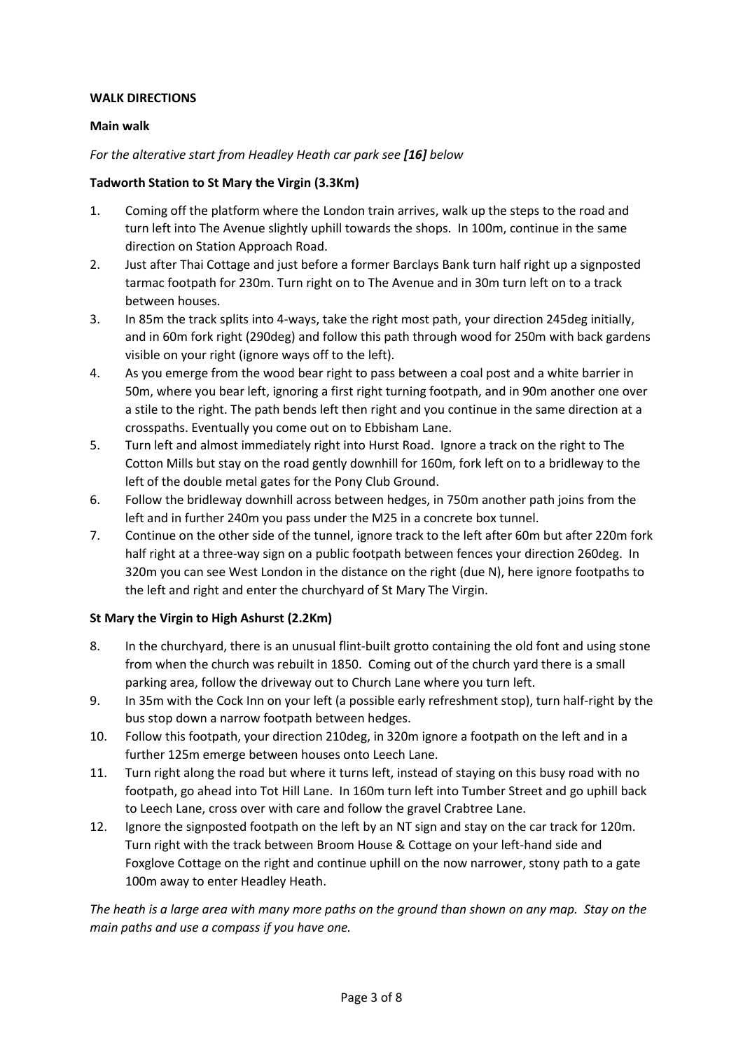**WALK DIRECTIONS**

**Main walk**

*For the alterative start from Headley Heath car park see **[16]** below*

**Tadworth Station to St Mary the Virgin (3.3Km)**

1. Coming off the platform where the London train arrives, walk up the steps to the road and turn left into The Avenue slightly uphill towards the shops. In 100m, continue in the same direction on Station Approach Road.
2. Just after Thai Cottage and just before a former Barclays Bank turn half right up a signposted tarmac footpath for 230m. Turn right on to The Avenue and in 30m turn left on to a track between houses.
3. In 85m the track splits into 4-ways, take the right most path, your direction 245deg initially, and in 60m fork right (290deg) and follow this path through wood for 250m with back gardens visible on your right (ignore ways off to the left).
4. As you emerge from the wood bear right to pass between a coal post and a white barrier in 50m, where you bear left, ignoring a first right turning footpath, and in 90m another one over a stile to the right. The path bends left then right and you continue in the same direction at a crosspaths. Eventually you come out on to Ebbisham Lane.
5. Turn left and almost immediately right into Hurst Road. Ignore a track on the right to The Cotton Mills but stay on the road gently downhill for 160m, fork left on to a bridleway to the left of the double metal gates for the Pony Club Ground.
6. Follow the bridleway downhill across between hedges, in 750m another path joins from the left and in further 240m you pass under the M25 in a concrete box tunnel.
7. Continue on the other side of the tunnel, ignore track to the left after 60m but after 220m fork half right at a three-way sign on a public footpath between fences your direction 260deg. In 320m you can see West London in the distance on the right (due N), here ignore footpaths to the left and right and enter the churchyard of St Mary The Virgin.

**St Mary the Virgin to High Ashurst (2.2Km)**

8. In the churchyard, there is an unusual flint-built grotto containing the old font and using stone from when the church was rebuilt in 1850. Coming out of the church yard there is a small parking area, follow the driveway out to Church Lane where you turn left.
9. In 35m with the Cock Inn on your left (a possible early refreshment stop), turn half-right by the bus stop down a narrow footpath between hedges.
10. Follow this footpath, your direction 210deg, in 320m ignore a footpath on the left and in a further 125m emerge between houses onto Leech Lane.
11. Turn right along the road but where it turns left, instead of staying on this busy road with no footpath, go ahead into Tot Hill Lane. In 160m turn left into Tumber Street and go uphill back to Leech Lane, cross over with care and follow the gravel Crabtree Lane.
12. Ignore the signposted footpath on the left by an NT sign and stay on the car track for 120m. Turn right with the track between Broom House & Cottage on your left-hand side and Foxglove Cottage on the right and continue uphill on the now narrower, stony path to a gate 100m away to enter Headley Heath.

*The heath is a large area with many more paths on the ground than shown on any map. Stay on the main paths and use a compass if you have one.*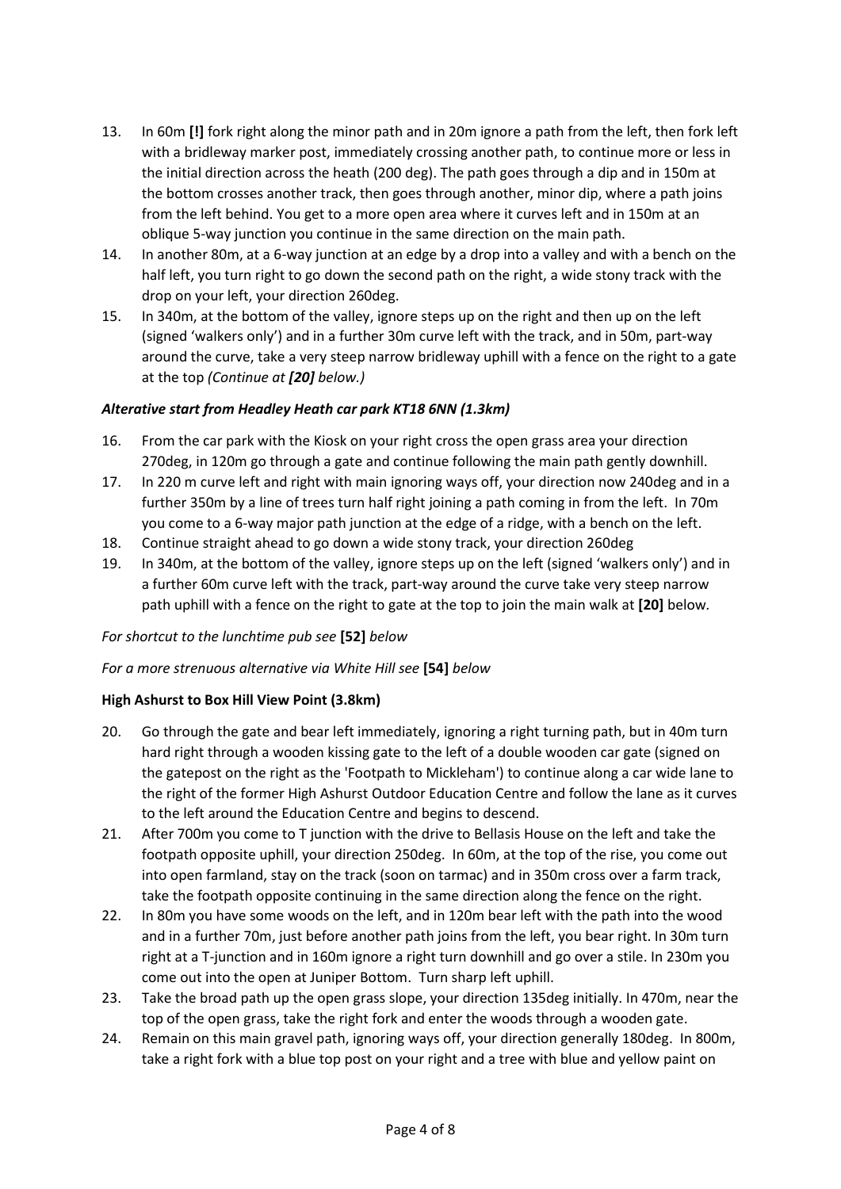13. In 60m **[!]** fork right along the minor path and in 20m ignore a path from the left, then fork left with a bridleway marker post, immediately crossing another path, to continue more or less in the initial direction across the heath (200 deg). The path goes through a dip and in 150m at the bottom crosses another track, then goes through another, minor dip, where a path joins from the left behind. You get to a more open area where it curves left and in 150m at an oblique 5-way junction you continue in the same direction on the main path.
14. In another 80m, at a 6-way junction at an edge by a drop into a valley and with a bench on the half left, you turn right to go down the second path on the right, a wide stony track with the drop on your left, your direction 260deg.
15. In 340m, at the bottom of the valley, ignore steps up on the right and then up on the left (signed 'walkers only') and in a further 30m curve left with the track, and in 50m, part-way around the curve, take a very steep narrow bridleway uphill with a fence on the right to a gate at the top *(Continue at **[20]** below.)*

### *Alterative start from Headley Heath car park KT18 6NN (1.3km)*

16. From the car park with the Kiosk on your right cross the open grass area your direction 270deg, in 120m go through a gate and continue following the main path gently downhill.
17. In 220 m curve left and right with main ignoring ways off, your direction now 240deg and in a further 350m by a line of trees turn half right joining a path coming in from the left. In 70m you come to a 6-way major path junction at the edge of a ridge, with a bench on the left.
18. Continue straight ahead to go down a wide stony track, your direction 260deg
19. In 340m, at the bottom of the valley, ignore steps up on the left (signed 'walkers only') and in a further 60m curve left with the track, part-way around the curve take very steep narrow path uphill with a fence on the right to gate at the top to join the main walk at **[20]** below.

*For shortcut to the lunchtime pub see* **[52]** *below*

*For a more strenuous alternative via White Hill see* **[54]** *below*

### **High Ashurst to Box Hill View Point (3.8km)**

20. Go through the gate and bear left immediately, ignoring a right turning path, but in 40m turn hard right through a wooden kissing gate to the left of a double wooden car gate (signed on the gatepost on the right as the 'Footpath to Mickleham') to continue along a car wide lane to the right of the former High Ashurst Outdoor Education Centre and follow the lane as it curves to the left around the Education Centre and begins to descend.
21. After 700m you come to T junction with the drive to Bellasis House on the left and take the footpath opposite uphill, your direction 250deg. In 60m, at the top of the rise, you come out into open farmland, stay on the track (soon on tarmac) and in 350m cross over a farm track, take the footpath opposite continuing in the same direction along the fence on the right.
22. In 80m you have some woods on the left, and in 120m bear left with the path into the wood and in a further 70m, just before another path joins from the left, you bear right. In 30m turn right at a T-junction and in 160m ignore a right turn downhill and go over a stile. In 230m you come out into the open at Juniper Bottom. Turn sharp left uphill.
23. Take the broad path up the open grass slope, your direction 135deg initially. In 470m, near the top of the open grass, take the right fork and enter the woods through a wooden gate.
24. Remain on this main gravel path, ignoring ways off, your direction generally 180deg. In 800m, take a right fork with a blue top post on your right and a tree with blue and yellow paint on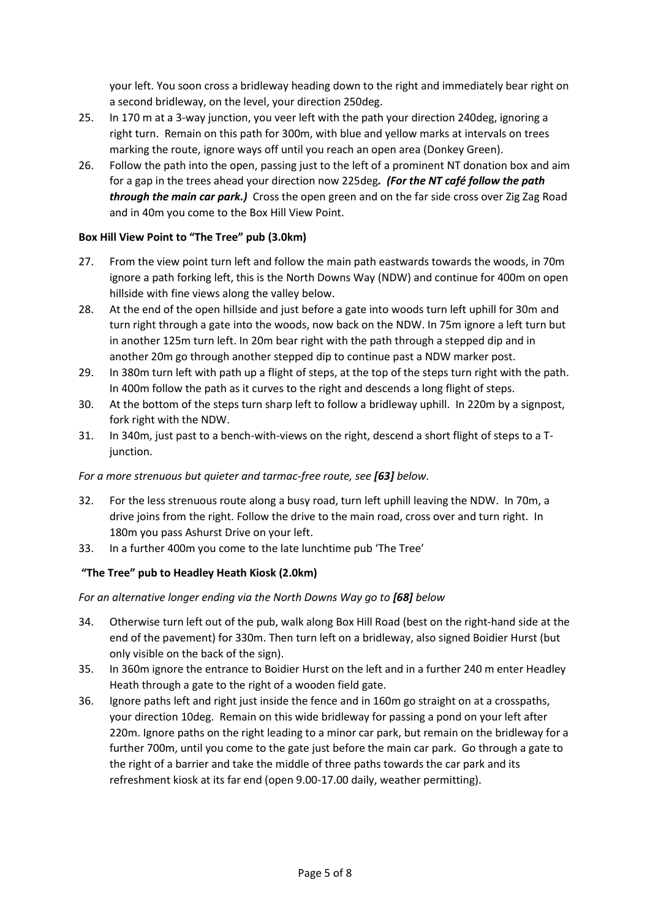your left. You soon cross a bridleway heading down to the right and immediately bear right on a second bridleway, on the level, your direction 250deg.

25. In 170 m at a 3-way junction, you veer left with the path your direction 240deg, ignoring a right turn. Remain on this path for 300m, with blue and yellow marks at intervals on trees marking the route, ignore ways off until you reach an open area (Donkey Green).
26. Follow the path into the open, passing just to the left of a prominent NT donation box and aim for a gap in the trees ahead your direction now 225deg. ***(For the NT café follow the path through the main car park.)*** Cross the open green and on the far side cross over Zig Zag Road and in 40m you come to the Box Hill View Point.

**Box Hill View Point to "The Tree" pub (3.0km)**

27. From the view point turn left and follow the main path eastwards towards the woods, in 70m ignore a path forking left, this is the North Downs Way (NDW) and continue for 400m on open hillside with fine views along the valley below.
28. At the end of the open hillside and just before a gate into woods turn left uphill for 30m and turn right through a gate into the woods, now back on the NDW. In 75m ignore a left turn but in another 125m turn left. In 20m bear right with the path through a stepped dip and in another 20m go through another stepped dip to continue past a NDW marker post.
29. In 380m turn left with path up a flight of steps, at the top of the steps turn right with the path. In 400m follow the path as it curves to the right and descends a long flight of steps.
30. At the bottom of the steps turn sharp left to follow a bridleway uphill. In 220m by a signpost, fork right with the NDW.
31. In 340m, just past to a bench-with-views on the right, descend a short flight of steps to a T-junction.

*For a more strenuous but quieter and tarmac-free route, see **[63]** below.*

32. For the less strenuous route along a busy road, turn left uphill leaving the NDW. In 70m, a drive joins from the right. Follow the drive to the main road, cross over and turn right. In 180m you pass Ashurst Drive on your left.
33. In a further 400m you come to the late lunchtime pub 'The Tree'

**"The Tree" pub to Headley Heath Kiosk (2.0km)**

*For an alternative longer ending via the North Downs Way go to **[68]** below*

34. Otherwise turn left out of the pub, walk along Box Hill Road (best on the right-hand side at the end of the pavement) for 330m. Then turn left on a bridleway, also signed Boidier Hurst (but only visible on the back of the sign).
35. In 360m ignore the entrance to Boidier Hurst on the left and in a further 240 m enter Headley Heath through a gate to the right of a wooden field gate.
36. Ignore paths left and right just inside the fence and in 160m go straight on at a crosspaths, your direction 10deg. Remain on this wide bridleway for passing a pond on your left after 220m. Ignore paths on the right leading to a minor car park, but remain on the bridleway for a further 700m, until you come to the gate just before the main car park. Go through a gate to the right of a barrier and take the middle of three paths towards the car park and its refreshment kiosk at its far end (open 9.00-17.00 daily, weather permitting).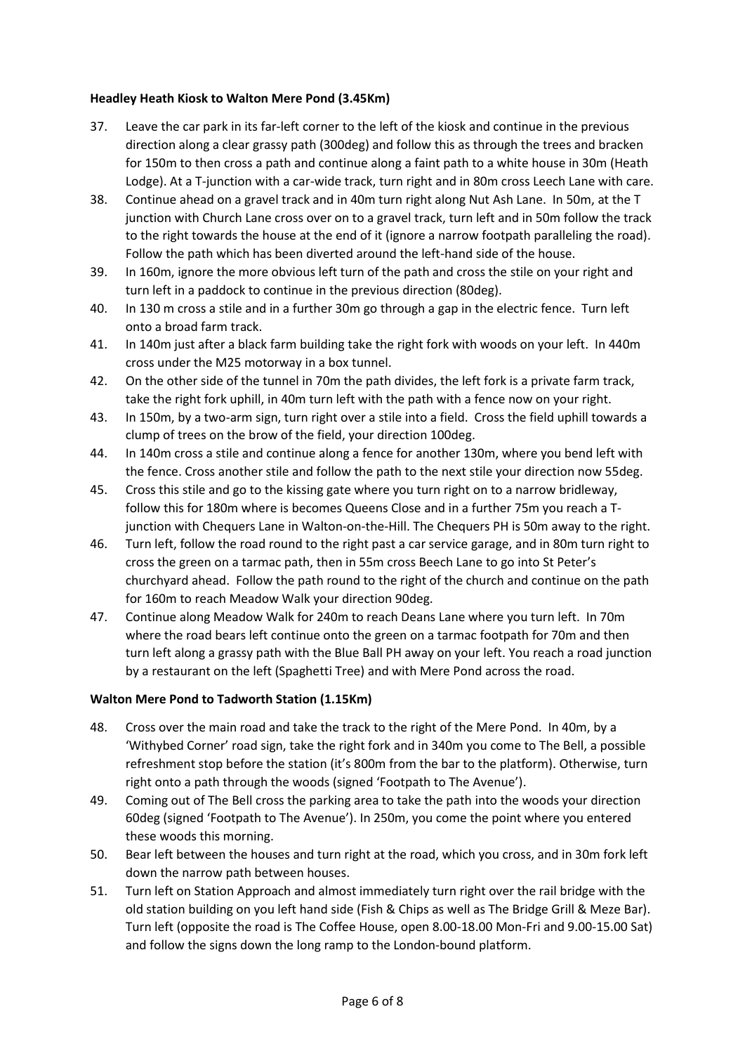**Headley Heath Kiosk to Walton Mere Pond (3.45Km)**

37. Leave the car park in its far-left corner to the left of the kiosk and continue in the previous direction along a clear grassy path (300deg) and follow this as through the trees and bracken for 150m to then cross a path and continue along a faint path to a white house in 30m (Heath Lodge). At a T-junction with a car-wide track, turn right and in 80m cross Leech Lane with care.
38. Continue ahead on a gravel track and in 40m turn right along Nut Ash Lane. In 50m, at the T junction with Church Lane cross over on to a gravel track, turn left and in 50m follow the track to the right towards the house at the end of it (ignore a narrow footpath paralleling the road). Follow the path which has been diverted around the left-hand side of the house.
39. In 160m, ignore the more obvious left turn of the path and cross the stile on your right and turn left in a paddock to continue in the previous direction (80deg).
40. In 130 m cross a stile and in a further 30m go through a gap in the electric fence. Turn left onto a broad farm track.
41. In 140m just after a black farm building take the right fork with woods on your left. In 440m cross under the M25 motorway in a box tunnel.
42. On the other side of the tunnel in 70m the path divides, the left fork is a private farm track, take the right fork uphill, in 40m turn left with the path with a fence now on your right.
43. In 150m, by a two-arm sign, turn right over a stile into a field. Cross the field uphill towards a clump of trees on the brow of the field, your direction 100deg.
44. In 140m cross a stile and continue along a fence for another 130m, where you bend left with the fence. Cross another stile and follow the path to the next stile your direction now 55deg.
45. Cross this stile and go to the kissing gate where you turn right on to a narrow bridleway, follow this for 180m where is becomes Queens Close and in a further 75m you reach a T-junction with Chequers Lane in Walton-on-the-Hill. The Chequers PH is 50m away to the right.
46. Turn left, follow the road round to the right past a car service garage, and in 80m turn right to cross the green on a tarmac path, then in 55m cross Beech Lane to go into St Peter's churchyard ahead. Follow the path round to the right of the church and continue on the path for 160m to reach Meadow Walk your direction 90deg.
47. Continue along Meadow Walk for 240m to reach Deans Lane where you turn left. In 70m where the road bears left continue onto the green on a tarmac footpath for 70m and then turn left along a grassy path with the Blue Ball PH away on your left. You reach a road junction by a restaurant on the left (Spaghetti Tree) and with Mere Pond across the road.

**Walton Mere Pond to Tadworth Station (1.15Km)**

48. Cross over the main road and take the track to the right of the Mere Pond. In 40m, by a 'Withybed Corner' road sign, take the right fork and in 340m you come to The Bell, a possible refreshment stop before the station (it's 800m from the bar to the platform). Otherwise, turn right onto a path through the woods (signed 'Footpath to The Avenue').
49. Coming out of The Bell cross the parking area to take the path into the woods your direction 60deg (signed 'Footpath to The Avenue'). In 250m, you come the point where you entered these woods this morning.
50. Bear left between the houses and turn right at the road, which you cross, and in 30m fork left down the narrow path between houses.
51. Turn left on Station Approach and almost immediately turn right over the rail bridge with the old station building on you left hand side (Fish & Chips as well as The Bridge Grill & Meze Bar). Turn left (opposite the road is The Coffee House, open 8.00-18.00 Mon-Fri and 9.00-15.00 Sat) and follow the signs down the long ramp to the London-bound platform.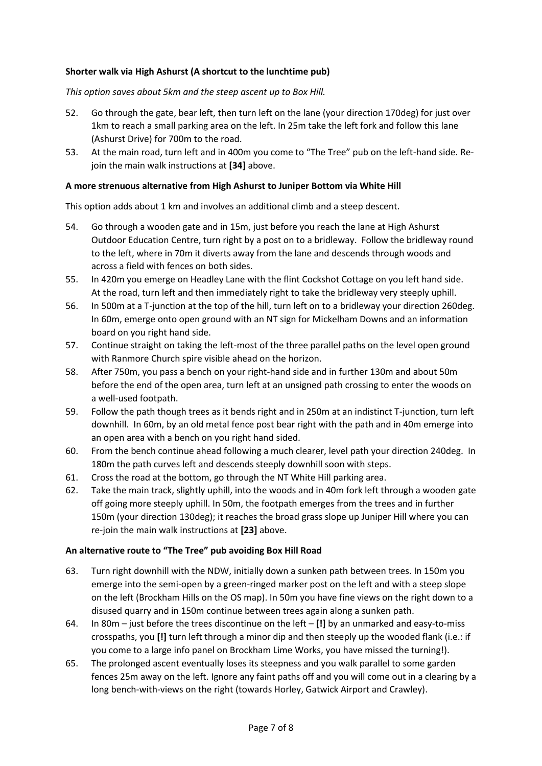**Shorter walk via High Ashurst (A shortcut to the lunchtime pub)**

*This option saves about 5km and the steep ascent up to Box Hill.*

52. Go through the gate, bear left, then turn left on the lane (your direction 170deg) for just over 1km to reach a small parking area on the left. In 25m take the left fork and follow this lane (Ashurst Drive) for 700m to the road.
53. At the main road, turn left and in 400m you come to "The Tree" pub on the left-hand side. Re-join the main walk instructions at **[34]** above.

**A more strenuous alternative from High Ashurst to Juniper Bottom via White Hill**

This option adds about 1 km and involves an additional climb and a steep descent.

54. Go through a wooden gate and in 15m, just before you reach the lane at High Ashurst Outdoor Education Centre, turn right by a post on to a bridleway. Follow the bridleway round to the left, where in 70m it diverts away from the lane and descends through woods and across a field with fences on both sides.
55. In 420m you emerge on Headley Lane with the flint Cockshot Cottage on you left hand side. At the road, turn left and then immediately right to take the bridleway very steeply uphill.
56. In 500m at a T-junction at the top of the hill, turn left on to a bridleway your direction 260deg. In 60m, emerge onto open ground with an NT sign for Mickelham Downs and an information board on you right hand side.
57. Continue straight on taking the left-most of the three parallel paths on the level open ground with Ranmore Church spire visible ahead on the horizon.
58. After 750m, you pass a bench on your right-hand side and in further 130m and about 50m before the end of the open area, turn left at an unsigned path crossing to enter the woods on a well-used footpath.
59. Follow the path though trees as it bends right and in 250m at an indistinct T-junction, turn left downhill. In 60m, by an old metal fence post bear right with the path and in 40m emerge into an open area with a bench on you right hand sided.
60. From the bench continue ahead following a much clearer, level path your direction 240deg. In 180m the path curves left and descends steeply downhill soon with steps.
61. Cross the road at the bottom, go through the NT White Hill parking area.
62. Take the main track, slightly uphill, into the woods and in 40m fork left through a wooden gate off going more steeply uphill. In 50m, the footpath emerges from the trees and in further 150m (your direction 130deg); it reaches the broad grass slope up Juniper Hill where you can re-join the main walk instructions at **[23]** above.

**An alternative route to "The Tree" pub avoiding Box Hill Road**

63. Turn right downhill with the NDW, initially down a sunken path between trees. In 150m you emerge into the semi-open by a green-ringed marker post on the left and with a steep slope on the left (Brockham Hills on the OS map). In 50m you have fine views on the right down to a disused quarry and in 150m continue between trees again along a sunken path.
64. In 80m – just before the trees discontinue on the left – **[!]** by an unmarked and easy-to-miss crosspaths, you **[!]** turn left through a minor dip and then steeply up the wooded flank (i.e.: if you come to a large info panel on Brockham Lime Works, you have missed the turning!).
65. The prolonged ascent eventually loses its steepness and you walk parallel to some garden fences 25m away on the left. Ignore any faint paths off and you will come out in a clearing by a long bench-with-views on the right (towards Horley, Gatwick Airport and Crawley).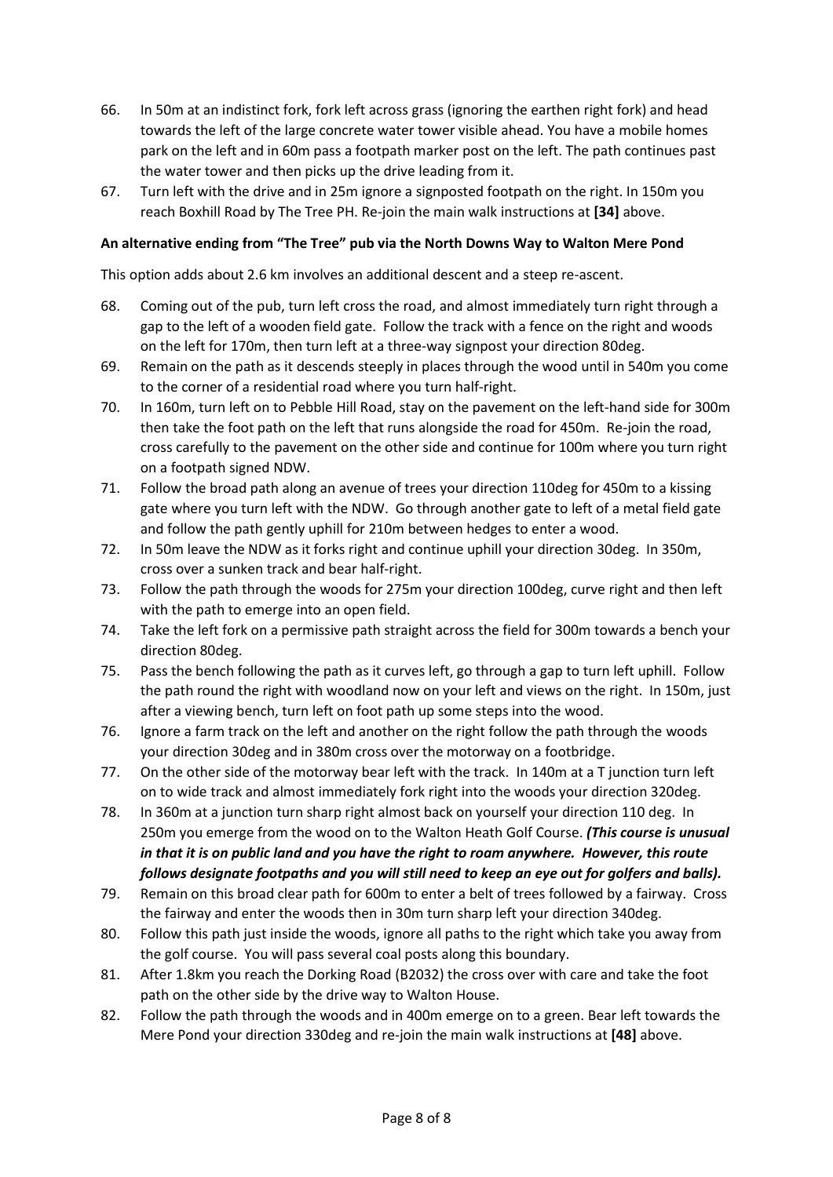66. In 50m at an indistinct fork, fork left across grass (ignoring the earthen right fork) and head towards the left of the large concrete water tower visible ahead. You have a mobile homes park on the left and in 60m pass a footpath marker post on the left. The path continues past the water tower and then picks up the drive leading from it.
67. Turn left with the drive and in 25m ignore a signposted footpath on the right. In 150m you reach Boxhill Road by The Tree PH. Re-join the main walk instructions at **[34]** above.

**An alternative ending from "The Tree" pub via the North Downs Way to Walton Mere Pond**

This option adds about 2.6 km involves an additional descent and a steep re-ascent.

68. Coming out of the pub, turn left cross the road, and almost immediately turn right through a gap to the left of a wooden field gate. Follow the track with a fence on the right and woods on the left for 170m, then turn left at a three-way signpost your direction 80deg.
69. Remain on the path as it descends steeply in places through the wood until in 540m you come to the corner of a residential road where you turn half-right.
70. In 160m, turn left on to Pebble Hill Road, stay on the pavement on the left-hand side for 300m then take the foot path on the left that runs alongside the road for 450m. Re-join the road, cross carefully to the pavement on the other side and continue for 100m where you turn right on a footpath signed NDW.
71. Follow the broad path along an avenue of trees your direction 110deg for 450m to a kissing gate where you turn left with the NDW. Go through another gate to left of a metal field gate and follow the path gently uphill for 210m between hedges to enter a wood.
72. In 50m leave the NDW as it forks right and continue uphill your direction 30deg. In 350m, cross over a sunken track and bear half-right.
73. Follow the path through the woods for 275m your direction 100deg, curve right and then left with the path to emerge into an open field.
74. Take the left fork on a permissive path straight across the field for 300m towards a bench your direction 80deg.
75. Pass the bench following the path as it curves left, go through a gap to turn left uphill. Follow the path round the right with woodland now on your left and views on the right. In 150m, just after a viewing bench, turn left on foot path up some steps into the wood.
76. Ignore a farm track on the left and another on the right follow the path through the woods your direction 30deg and in 380m cross over the motorway on a footbridge.
77. On the other side of the motorway bear left with the track. In 140m at a T junction turn left on to wide track and almost immediately fork right into the woods your direction 320deg.
78. In 360m at a junction turn sharp right almost back on yourself your direction 110 deg. In 250m you emerge from the wood on to the Walton Heath Golf Course. ***(This course is unusual in that it is on public land and you have the right to roam anywhere. However, this route follows designate footpaths and you will still need to keep an eye out for golfers and balls).***
79. Remain on this broad clear path for 600m to enter a belt of trees followed by a fairway. Cross the fairway and enter the woods then in 30m turn sharp left your direction 340deg.
80. Follow this path just inside the woods, ignore all paths to the right which take you away from the golf course. You will pass several coal posts along this boundary.
81. After 1.8km you reach the Dorking Road (B2032) the cross over with care and take the foot path on the other side by the drive way to Walton House.
82. Follow the path through the woods and in 400m emerge on to a green. Bear left towards the Mere Pond your direction 330deg and re-join the main walk instructions at **[48]** above.